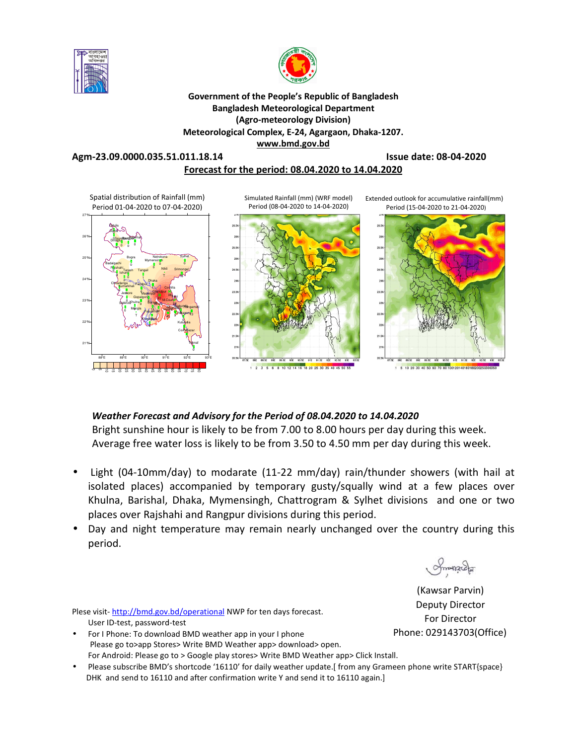**Government of the People's Republic of Bangladesh**
**Bangladesh Meteorological Department**
**(Agro-meteorology Division)**
**Meteorological Complex, E-24, Agargaon, Dhaka-1207.**
**www.bmd.gov.bd**

**Agm-23.09.0000.035.51.011.18.14** **Issue date: 08-04-2020**

**Forecast for the period: 08.04.2020 to 14.04.2020**

Spatial distribution of Rainfall (mm) Period 01-04-2020 to 07-04-2020)

Simulated Rainfall (mm) (WRF model) Period (08-04-2020 to 14-04-2020)

Extended outlook for accumulative rainfall(mm) Period (15-04-2020 to 21-04-2020)

***Weather Forecast and Advisory for the Period of 08.04.2020 to 14.04.2020***

Bright sunshine hour is likely to be from 7.00 to 8.00 hours per day during this week.
Average free water loss is likely to be from 3.50 to 4.50 mm per day during this week.

- Light (04-10mm/day) to modarate (11-22 mm/day) rain/thunder showers (with hail at isolated places) accompanied by temporary gusty/squally wind at a few places over Khulna, Barishal, Dhaka, Mymensingh, Chattrogram & Sylhet divisions and one or two places over Rajshahi and Rangpur divisions during this period.
- Day and night temperature may remain nearly unchanged over the country during this period.

(Kawsar Parvin)
Deputy Director
For Director
Phone: 029143703(Office)

Plese visit- http://bmd.gov.bd/operational NWP for ten days forecast.
User ID-test, password-test

- For I Phone: To download BMD weather app in your I phone
  Please go to>app Stores> Write BMD Weather app> download> open.
  For Android: Please go to > Google play stores> Write BMD Weather app> Click Install.
- Please subscribe BMD's shortcode '16110' for daily weather update.[ from any Grameen phone write START{space} DHK and send to 16110 and after confirmation write Y and send it to 16110 again.]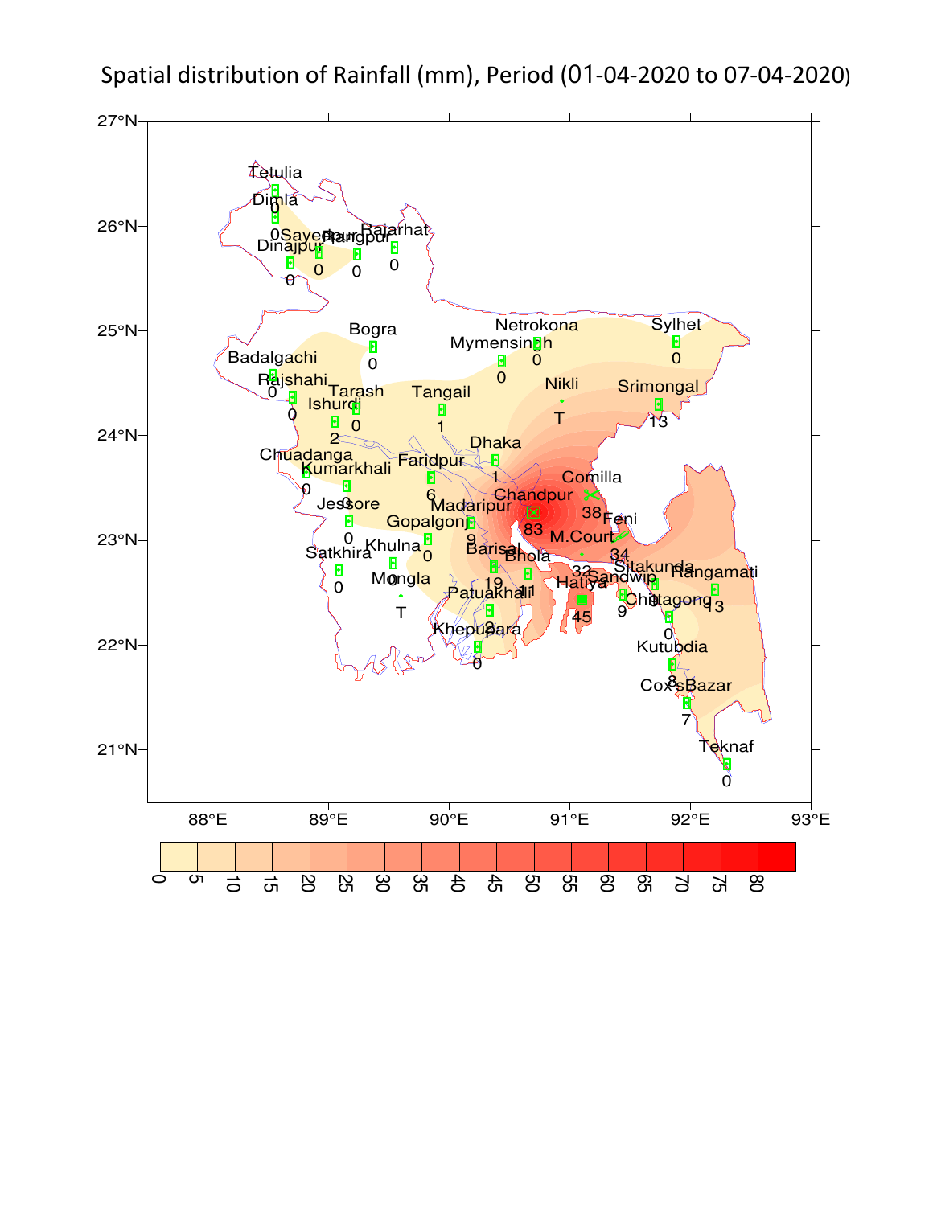# Spatial distribution of Rainfall (mm), Period (01-04-2020 to 07-04-2020)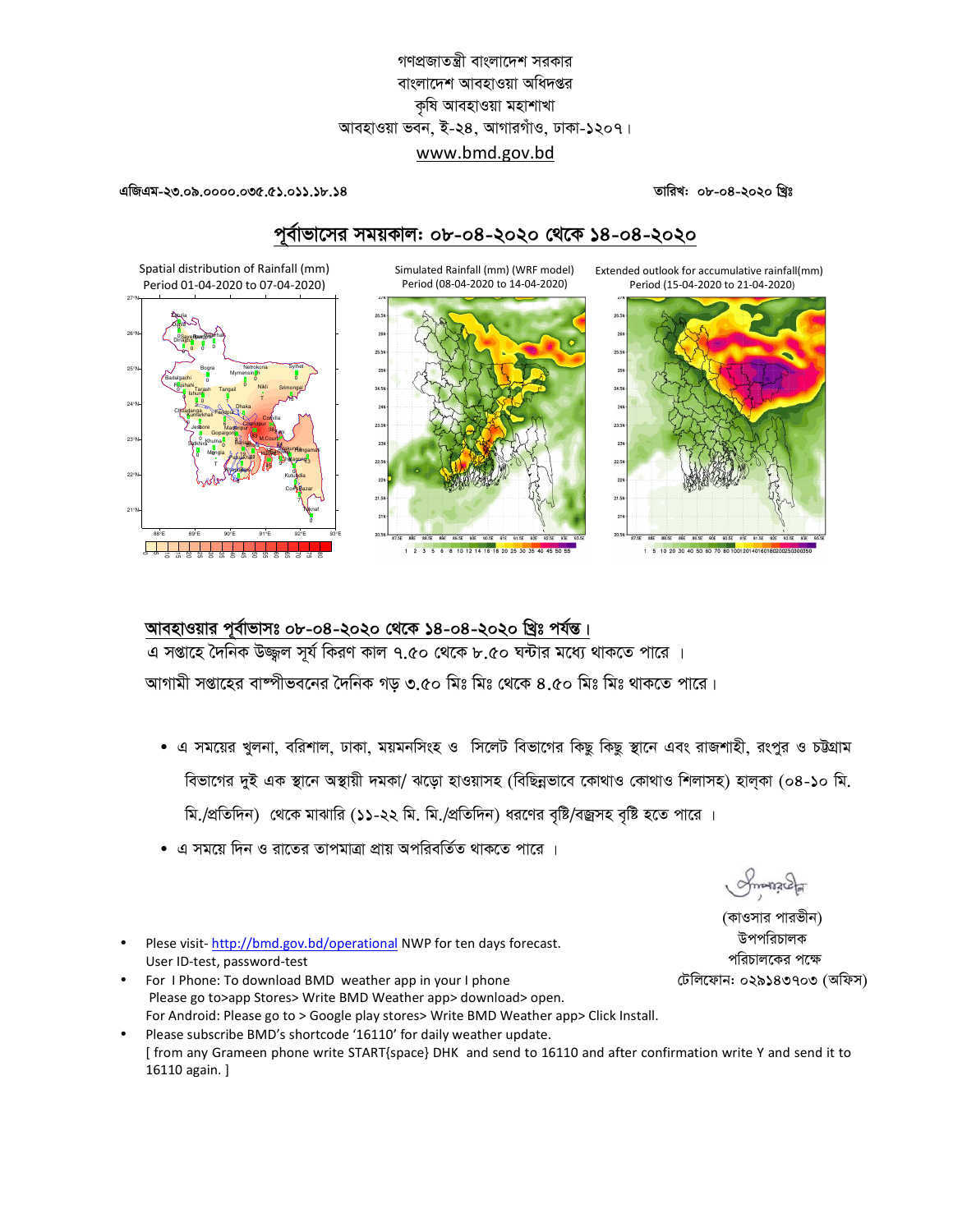গণপ্রজাতন্ত্রী বাংলাদেশ সরকার
বাংলাদেশ আবহাওয়া অধিদপ্তর
কৃষি আবহাওয়া মহাশাখা
আবহাওয়া ভবন, ই-২৪, আগারগাঁও, ঢাকা-১২০৭।
www.bmd.gov.bd

**এজিএম-২৩.০৯.০০০০.০৩৫.৫১.০১১.১৮.১৪** **তারিখঃ ০৮-০৪-২০২০ খ্রিঃ**

## পূর্বাভাসের সময়কালঃ ০৮-০৪-২০২০ থেকে ১৪-০৪-২০২০

Spatial distribution of Rainfall (mm) Period 01-04-2020 to 07-04-2020)

Simulated Rainfall (mm) (WRF model) Period (08-04-2020 to 14-04-2020)

Extended outlook for accumulative rainfall(mm) Period (15-04-2020 to 21-04-2020)

## আবহাওয়ার পূর্বাভাসঃ ০৮-০৪-২০২০ থেকে ১৪-০৪-২০২০ খ্রিঃ পর্যন্ত।

এ সপ্তাহে দৈনিক উজ্জ্বল সূর্য কিরণ কাল ৭.৫০ থেকে ৮.৫০ ঘন্টার মধ্যে থাকতে পারে ।

আগামী সপ্তাহের বাষ্পীভবনের দৈনিক গড় ৩.৫০ মিঃ মিঃ থেকে ৪.৫০ মিঃ মিঃ থাকতে পারে।

- এ সময়ের খুলনা, বরিশাল, ঢাকা, ময়মনসিংহ ও সিলেট বিভাগের কিছু কিছু স্থানে এবং রাজশাহী, রংপুর ও চট্টগ্রাম বিভাগের দুই এক স্থানে অস্থায়ী দমকা/ ঝড়ো হাওয়াসহ (বিচ্ছিন্নভাবে কোথাও কোথাও শিলাসহ) হাল্কা (০৪-১০ মি. মি./প্রতিদিন) থেকে মাঝারি (১১-২২ মি. মি./প্রতিদিন) ধরণের বৃষ্টি/বজ্রসহ বৃষ্টি হতে পারে ।
- এ সময়ে দিন ও রাতের তাপমাত্রা প্রায় অপরিবর্তিত থাকতে পারে ।

(কাওসার পারভীন)
উপপরিচালক
পরিচালকের পক্ষে
টেলিফোনঃ ০২৯১৪৩৭০৩ (অফিস)

- Plese visit- http://bmd.gov.bd/operational NWP for ten days forecast.
  User ID-test, password-test
- For I Phone: To download BMD weather app in your I phone
  Please go to>app Stores> Write BMD Weather app> download> open.
  For Android: Please go to > Google play stores> Write BMD Weather app> Click Install.
- Please subscribe BMD's shortcode '16110' for daily weather update.
  [ from any Grameen phone write START{space} DHK and send to 16110 and after confirmation write Y and send it to 16110 again. ]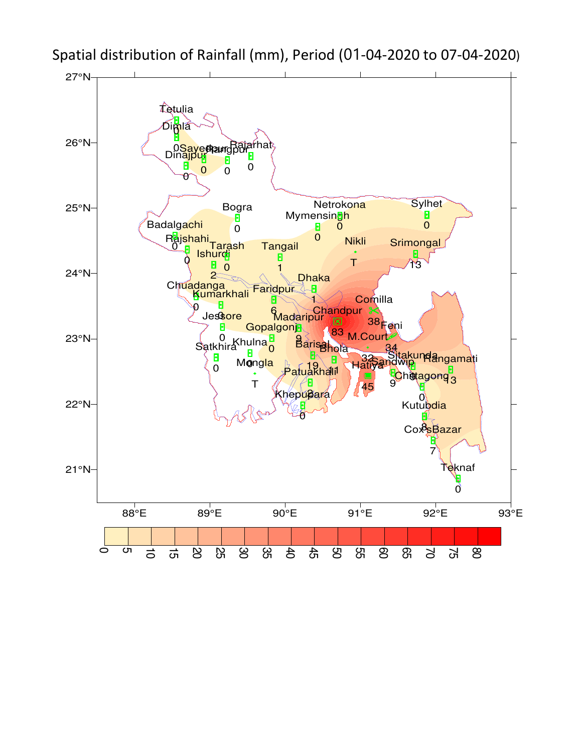Spatial distribution of Rainfall (mm), Period (01-04-2020 to 07-04-2020)

27°N
26°N
25°N
24°N
23°N
22°N
21°N

88°E
89°E
90°E
91°E
92°E
93°E

Tetulia 0
Dimla 0
Sayedpur 0
Rangpur 0
Rajarhat 0
Dinajpur 0
Bogra 0
Netrokona 0
Mymensingh 0
Sylhet 0
Badalgachi 0
Rajshahi 0
Tarash 0
Ishurdi 2
Tangail 1
Nikli T
Srimongal 13
Dhaka 1
Chuadanga 0
Kumarkhali 0
Faridpur 6
Comilla 38
Chandpur 83
Madaripur 9
Jessore 0
Gopalgonj 0
Feni 34
M.Court 32
Satkhira 0
Khulna 0
Barisal 19
Bhola 11
Hatiya 45
Sandwip 9
Sitakunda 0
Rangamati 13
Mongla T
Patuakhali 3
Chittagong 0
Khepupara 0
Kutubdia 8
CoxsBazar 7
Teknaf 0

0 5 10 15 20 25 30 35 40 45 50 55 60 65 70 75 80